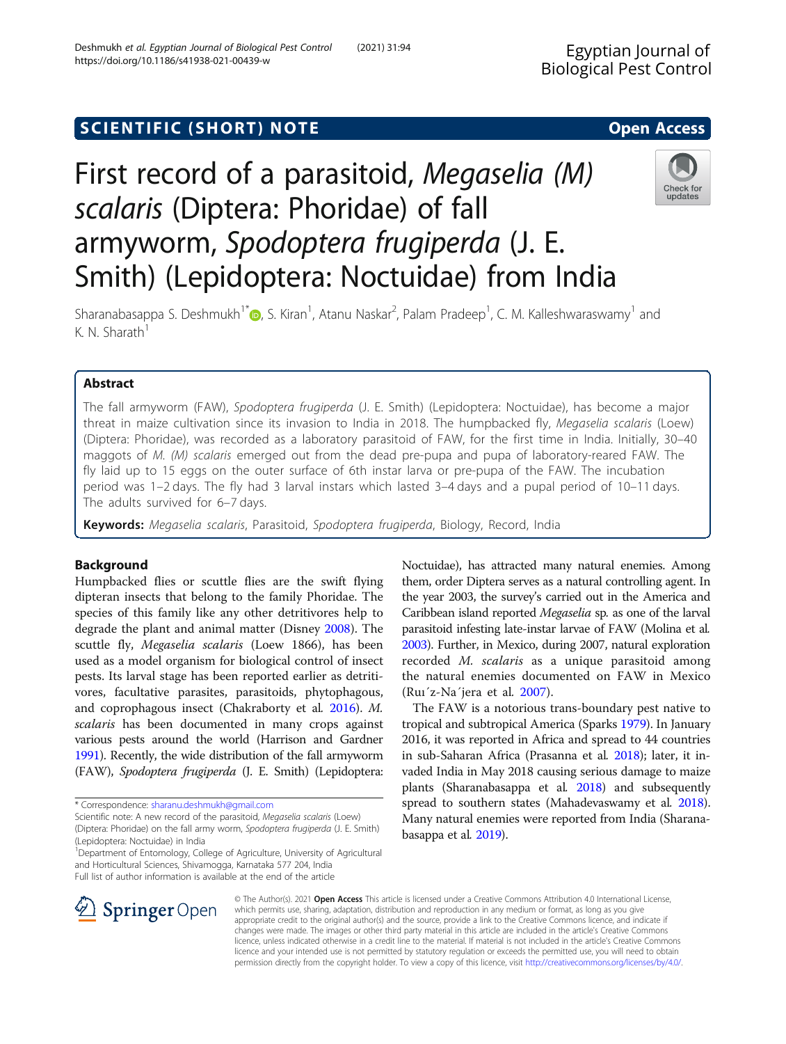SCIENTIFIC (SHORT) NOTE

Open Access

# First record of a parasitoid, *Megaselia (M) scalaris* (Diptera: Phoridae) of fall armyworm, *Spodoptera frugiperda* (J. E. Smith) (Lepidoptera: Noctuidae) from India

Sharanabasappa S. Deshmukh[1*], S. Kiran[1], Atanu Naskar[2], Palam Pradeep[1], C. M. Kalleshwaraswamy[1] and K. N. Sharath[1]

## Abstract

The fall armyworm (FAW), *Spodoptera frugiperda* (J. E. Smith) (Lepidoptera: Noctuidae), has become a major threat in maize cultivation since its invasion to India in 2018. The humpbacked fly, *Megaselia scalaris* (Loew) (Diptera: Phoridae), was recorded as a laboratory parasitoid of FAW, for the first time in India. Initially, 30–40 maggots of *M. (M) scalaris* emerged out from the dead pre-pupa and pupa of laboratory-reared FAW. The fly laid up to 15 eggs on the outer surface of 6th instar larva or pre-pupa of the FAW. The incubation period was 1–2 days. The fly had 3 larval instars which lasted 3–4 days and a pupal period of 10–11 days. The adults survived for 6–7 days.

**Keywords:** *Megaselia scalaris*, Parasitoid, *Spodoptera frugiperda*, Biology, Record, India

## Background

Humpbacked flies or scuttle flies are the swift flying dipteran insects that belong to the family Phoridae. The species of this family like any other detritivores help to degrade the plant and animal matter (Disney 2008). The scuttle fly, *Megaselia scalaris* (Loew 1866), has been used as a model organism for biological control of insect pests. Its larval stage has been reported earlier as detritivores, facultative parasites, parasitoids, phytophagous, and coprophagous insect (Chakraborty et al. 2016). *M. scalaris* has been documented in many crops against various pests around the world (Harrison and Gardner 1991). Recently, the wide distribution of the fall armyworm (FAW), *Spodoptera frugiperda* (J. E. Smith) (Lepidoptera: Noctuidae), has attracted many natural enemies. Among them, order Diptera serves as a natural controlling agent. In the year 2003, the survey's carried out in the America and Caribbean island reported *Megaselia* sp. as one of the larval parasitoid infesting late-instar larvae of FAW (Molina et al. 2003). Further, in Mexico, during 2007, natural exploration recorded *M. scalaris* as a unique parasitoid among the natural enemies documented on FAW in Mexico (Ruı´z-Na´jera et al. 2007).

The FAW is a notorious trans-boundary pest native to tropical and subtropical America (Sparks 1979). In January 2016, it was reported in Africa and spread to 44 countries in sub-Saharan Africa (Prasanna et al. 2018); later, it invaded India in May 2018 causing serious damage to maize plants (Sharanabasappa et al. 2018) and subsequently spread to southern states (Mahadevaswamy et al. 2018). Many natural enemies were reported from India (Sharanabasappa et al. 2019).

\* Correspondence: sharanu.deshmukh@gmail.com

Scientific note: A new record of the parasitoid, *Megaselia scalaris* (Loew) (Diptera: Phoridae) on the fall army worm, *Spodoptera frugiperda* (J. E. Smith) (Lepidoptera: Noctuidae) in India

[1]Department of Entomology, College of Agriculture, University of Agricultural and Horticultural Sciences, Shivamogga, Karnataka 577 204, India

Full list of author information is available at the end of the article

© The Author(s). 2021 **Open Access** This article is licensed under a Creative Commons Attribution 4.0 International License, which permits use, sharing, adaptation, distribution and reproduction in any medium or format, as long as you give appropriate credit to the original author(s) and the source, provide a link to the Creative Commons licence, and indicate if changes were made. The images or other third party material in this article are included in the article's Creative Commons licence, unless indicated otherwise in a credit line to the material. If material is not included in the article's Creative Commons licence and your intended use is not permitted by statutory regulation or exceeds the permitted use, you will need to obtain permission directly from the copyright holder. To view a copy of this licence, visit http://creativecommons.org/licenses/by/4.0/.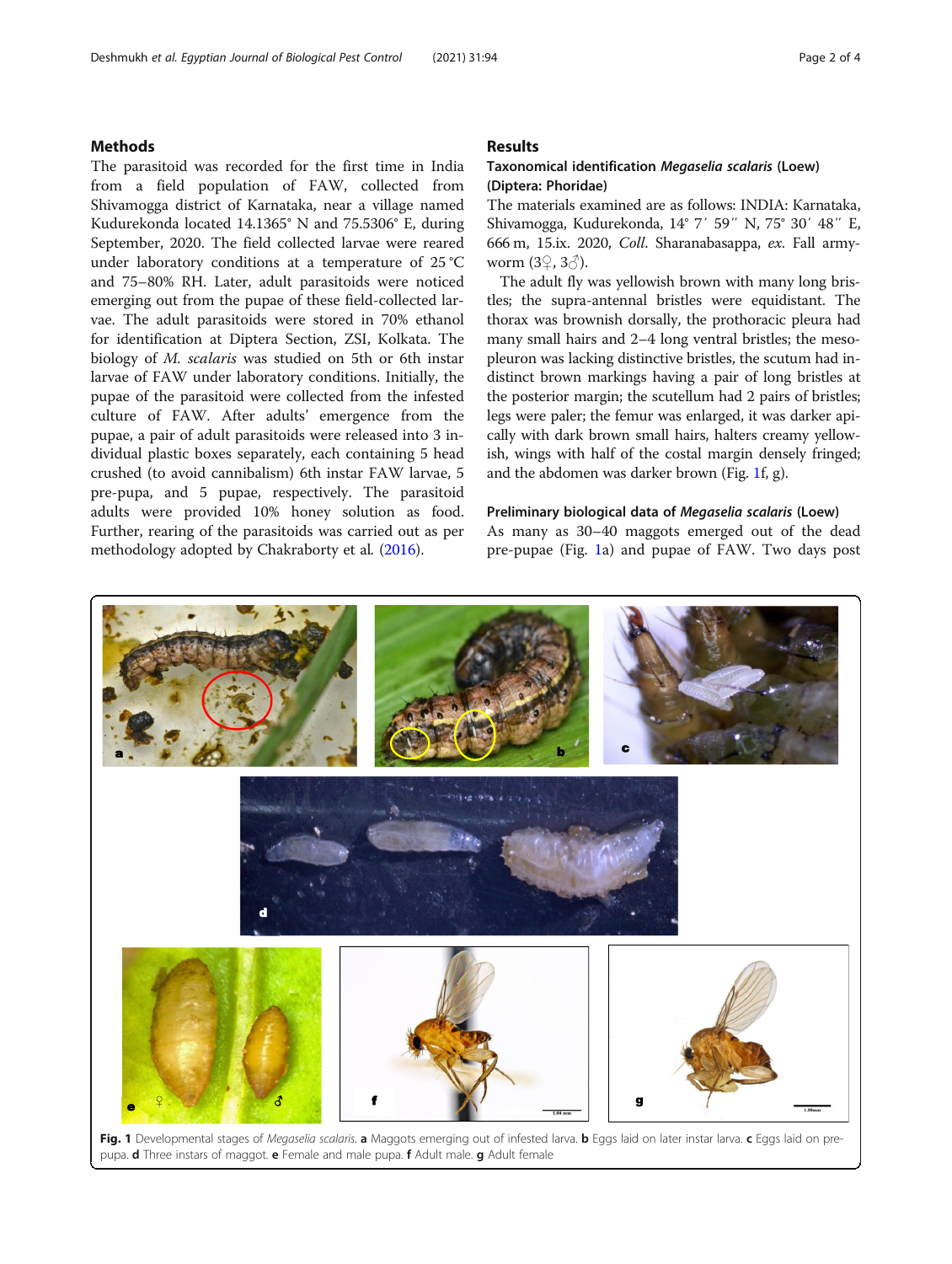## Methods

The parasitoid was recorded for the first time in India from a field population of FAW, collected from Shivamogga district of Karnataka, near a village named Kudurekonda located 14.1365° N and 75.5306° E, during September, 2020. The field collected larvae were reared under laboratory conditions at a temperature of 25 °C and 75–80% RH. Later, adult parasitoids were noticed emerging out from the pupae of these field-collected larvae. The adult parasitoids were stored in 70% ethanol for identification at Diptera Section, ZSI, Kolkata. The biology of *M. scalaris* was studied on 5th or 6th instar larvae of FAW under laboratory conditions. Initially, the pupae of the parasitoid were collected from the infested culture of FAW. After adults' emergence from the pupae, a pair of adult parasitoids were released into 3 individual plastic boxes separately, each containing 5 head crushed (to avoid cannibalism) 6th instar FAW larvae, 5 pre-pupa, and 5 pupae, respectively. The parasitoid adults were provided 10% honey solution as food. Further, rearing of the parasitoids was carried out as per methodology adopted by Chakraborty et al. (2016).

## Results

### Taxonomical identification *Megaselia scalaris* (Loew) (Diptera: Phoridae)

The materials examined are as follows: INDIA: Karnataka, Shivamogga, Kudurekonda, 14° 7′ 59′′ N, 75° 30′ 48′′ E, 666 m, 15.ix. 2020, *Coll.* Sharanabasappa, *ex.* Fall armyworm (3♀, 3♂).

The adult fly was yellowish brown with many long bristles; the supra-antennal bristles were equidistant. The thorax was brownish dorsally, the prothoracic pleura had many small hairs and 2–4 long ventral bristles; the mesopleuron was lacking distinctive bristles, the scutum had indistinct brown markings having a pair of long bristles at the posterior margin; the scutellum had 2 pairs of bristles; legs were paler; the femur was enlarged, it was darker apically with dark brown small hairs, halters creamy yellowish, wings with half of the costal margin densely fringed; and the abdomen was darker brown (Fig. 1f, g).

### Preliminary biological data of *Megaselia scalaris* (Loew)

As many as 30–40 maggots emerged out of the dead pre-pupae (Fig. 1a) and pupae of FAW. Two days post

**Fig. 1** Developmental stages of *Megaselia scalaris*. **a** Maggots emerging out of infested larva. **b** Eggs laid on later instar larva. **c** Eggs laid on pre-pupa. **d** Three instars of maggot. **e** Female and male pupa. **f** Adult male. **g** Adult female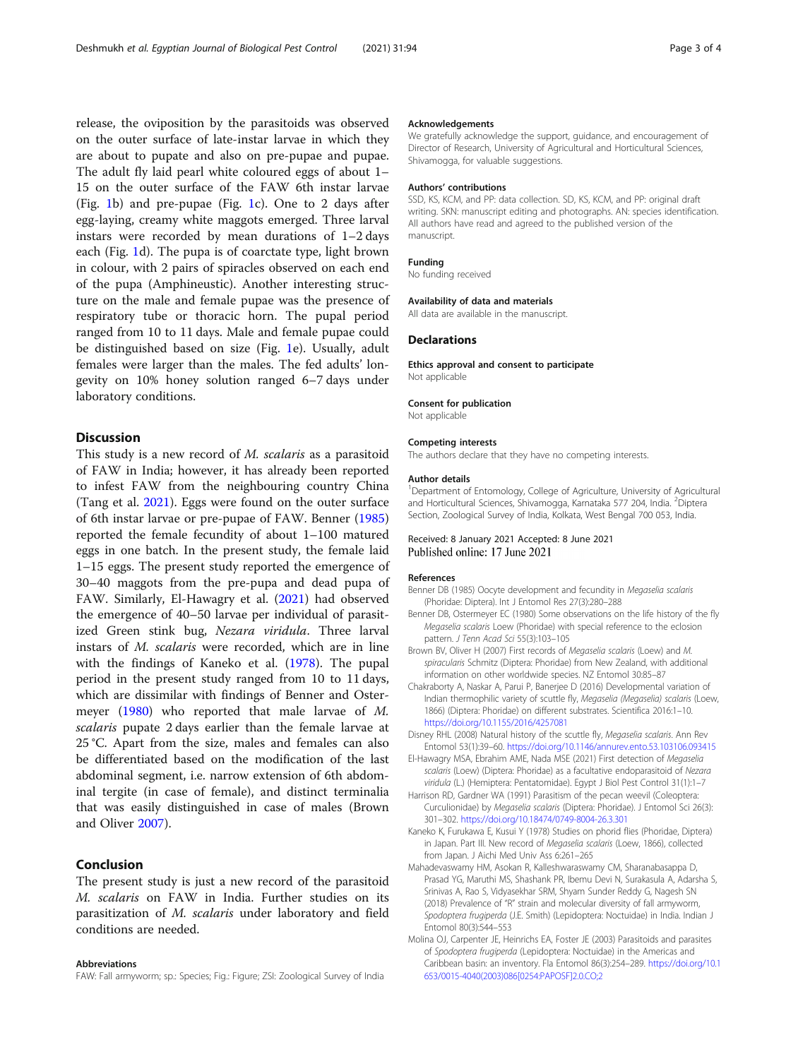release, the oviposition by the parasitoids was observed on the outer surface of late-instar larvae in which they are about to pupate and also on pre-pupae and pupae. The adult fly laid pearl white coloured eggs of about 1–15 on the outer surface of the FAW 6th instar larvae (Fig. 1b) and pre-pupae (Fig. 1c). One to 2 days after egg-laying, creamy white maggots emerged. Three larval instars were recorded by mean durations of 1–2 days each (Fig. 1d). The pupa is of coarctate type, light brown in colour, with 2 pairs of spiracles observed on each end of the pupa (Amphineustic). Another interesting structure on the male and female pupae was the presence of respiratory tube or thoracic horn. The pupal period ranged from 10 to 11 days. Male and female pupae could be distinguished based on size (Fig. 1e). Usually, adult females were larger than the males. The fed adults' longevity on 10% honey solution ranged 6–7 days under laboratory conditions.

## Discussion

This study is a new record of *M. scalaris* as a parasitoid of FAW in India; however, it has already been reported to infest FAW from the neighbouring country China (Tang et al. 2021). Eggs were found on the outer surface of 6th instar larvae or pre-pupae of FAW. Benner (1985) reported the female fecundity of about 1–100 matured eggs in one batch. In the present study, the female laid 1–15 eggs. The present study reported the emergence of 30–40 maggots from the pre-pupa and dead pupa of FAW. Similarly, El-Hawagry et al. (2021) had observed the emergence of 40–50 larvae per individual of parasitized Green stink bug, *Nezara viridula*. Three larval instars of *M. scalaris* were recorded, which are in line with the findings of Kaneko et al. (1978). The pupal period in the present study ranged from 10 to 11 days, which are dissimilar with findings of Benner and Ostermeyer (1980) who reported that male larvae of *M. scalaris* pupate 2 days earlier than the female larvae at 25 °C. Apart from the size, males and females can also be differentiated based on the modification of the last abdominal segment, i.e. narrow extension of 6th abdominal tergite (in case of female), and distinct terminalia that was easily distinguished in case of males (Brown and Oliver 2007).

## Conclusion

The present study is just a new record of the parasitoid *M. scalaris* on FAW in India. Further studies on its parasitization of *M. scalaris* under laboratory and field conditions are needed.

### Abbreviations

FAW: Fall armyworm; sp.: Species; Fig.: Figure; ZSI: Zoological Survey of India

### Acknowledgements

We gratefully acknowledge the support, guidance, and encouragement of Director of Research, University of Agricultural and Horticultural Sciences, Shivamogga, for valuable suggestions.

### Authors' contributions

SSD, KS, KCM, and PP: data collection. SD, KS, KCM, and PP: original draft writing. SKN: manuscript editing and photographs. AN: species identification. All authors have read and agreed to the published version of the manuscript.

### Funding

No funding received

### Availability of data and materials

All data are available in the manuscript.

## Declarations

### Ethics approval and consent to participate

Not applicable

### Consent for publication

Not applicable

### Competing interests

The authors declare that they have no competing interests.

### Author details

[1]Department of Entomology, College of Agriculture, University of Agricultural and Horticultural Sciences, Shivamogga, Karnataka 577 204, India. [2]Diptera Section, Zoological Survey of India, Kolkata, West Bengal 700 053, India.

Received: 8 January 2021 Accepted: 8 June 2021
Published online: 17 June 2021

### References

- Benner DB (1985) Oocyte development and fecundity in *Megaselia scalaris* (Phoridae: Diptera). Int J Entomol Res 27(3):280–288
- Benner DB, Ostermeyer EC (1980) Some observations on the life history of the fly *Megaselia scalaris* Loew (Phoridae) with special reference to the eclosion pattern. J Tenn Acad Sci 55(3):103–105
- Brown BV, Oliver H (2007) First records of *Megaselia scalaris* (Loew) and *M. spiracularis* Schmitz (Diptera: Phoridae) from New Zealand, with additional information on other worldwide species. NZ Entomol 30:85–87
- Chakraborty A, Naskar A, Parui P, Banerjee D (2016) Developmental variation of Indian thermophilic variety of scuttle fly, *Megaselia (Megaselia) scalaris* (Loew, 1866) (Diptera: Phoridae) on different substrates. Scientifica 2016:1–10. https://doi.org/10.1155/2016/4257081
- Disney RHL (2008) Natural history of the scuttle fly, *Megaselia scalaris*. Ann Rev Entomol 53(1):39–60. https://doi.org/10.1146/annurev.ento.53.103106.093415
- El-Hawagry MSA, Ebrahim AME, Nada MSE (2021) First detection of *Megaselia scalaris* (Loew) (Diptera: Phoridae) as a facultative endoparasitoid of *Nezara viridula* (L.) (Hemiptera: Pentatomidae). Egypt J Biol Pest Control 31(1):1–7
- Harrison RD, Gardner WA (1991) Parasitism of the pecan weevil (Coleoptera: Curculionidae) by *Megaselia scalaris* (Diptera: Phoridae). J Entomol Sci 26(3): 301–302. https://doi.org/10.18474/0749-8004-26.3.301
- Kaneko K, Furukawa E, Kusui Y (1978) Studies on phorid flies (Phoridae, Diptera) in Japan. Part III. New record of *Megaselia scalaris* (Loew, 1866), collected from Japan. J Aichi Med Univ Ass 6:261–265
- Mahadevaswamy HM, Asokan R, Kalleshwaraswamy CM, Sharanabasappa D, Prasad YG, Maruthi MS, Shashank PR, Ibemu Devi N, Surakasula A, Adarsha S, Srinivas A, Rao S, Vidyasekhar SRM, Shyam Sunder Reddy G, Nagesh SN (2018) Prevalence of "R" strain and molecular diversity of fall armyworm, *Spodoptera frugiperda* (J.E. Smith) (Lepidoptera: Noctuidae) in India. Indian J Entomol 80(3):544–553
- Molina OJ, Carpenter JE, Heinrichs EA, Foster JE (2003) Parasitoids and parasites of *Spodoptera frugiperda* (Lepidoptera: Noctuidae) in the Americas and Caribbean basin: an inventory. Fla Entomol 86(3):254–289. https://doi.org/10.1653/0015-4040(2003)086[0254:PAPOSF]2.0.CO;2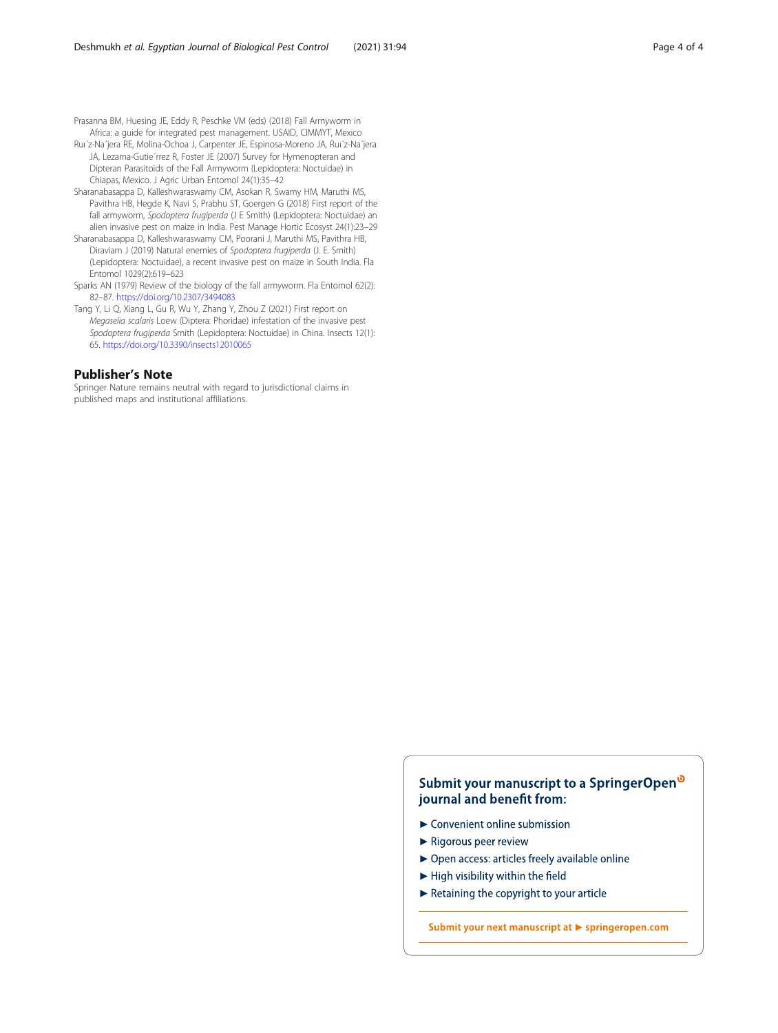Prasanna BM, Huesing JE, Eddy R, Peschke VM (eds) (2018) Fall Armyworm in Africa: a guide for integrated pest management. USAID, CIMMYT, Mexico

Ruı´z-Na´jera RE, Molina-Ochoa J, Carpenter JE, Espinosa-Moreno JA, Ruı´z-Na´jera JA, Lezama-Gutie´rrez R, Foster JE (2007) Survey for Hymenopteran and Dipteran Parasitoids of the Fall Armyworm (Lepidoptera: Noctuidae) in Chiapas, Mexico. J Agric Urban Entomol 24(1):35–42

Sharanabasappa D, Kalleshwaraswamy CM, Asokan R, Swamy HM, Maruthi MS, Pavithra HB, Hegde K, Navi S, Prabhu ST, Goergen G (2018) First report of the fall armyworm, *Spodoptera frugiperda* (J E Smith) (Lepidoptera: Noctuidae) an alien invasive pest on maize in India. Pest Manage Hortic Ecosyst 24(1):23–29

Sharanabasappa D, Kalleshwaraswamy CM, Poorani J, Maruthi MS, Pavithra HB, Diraviam J (2019) Natural enemies of *Spodoptera frugiperda* (J. E. Smith) (Lepidoptera: Noctuidae), a recent invasive pest on maize in South India. Fla Entomol 1029(2):619–623

Sparks AN (1979) Review of the biology of the fall armyworm. Fla Entomol 62(2): 82–87. https://doi.org/10.2307/3494083

Tang Y, Li Q, Xiang L, Gu R, Wu Y, Zhang Y, Zhou Z (2021) First report on *Megaselia scalaris* Loew (Diptera: Phoridae) infestation of the invasive pest *Spodoptera frugiperda* Smith (Lepidoptera: Noctuidae) in China. Insects 12(1): 65. https://doi.org/10.3390/insects12010065

## Publisher's Note

Springer Nature remains neutral with regard to jurisdictional claims in published maps and institutional affiliations.